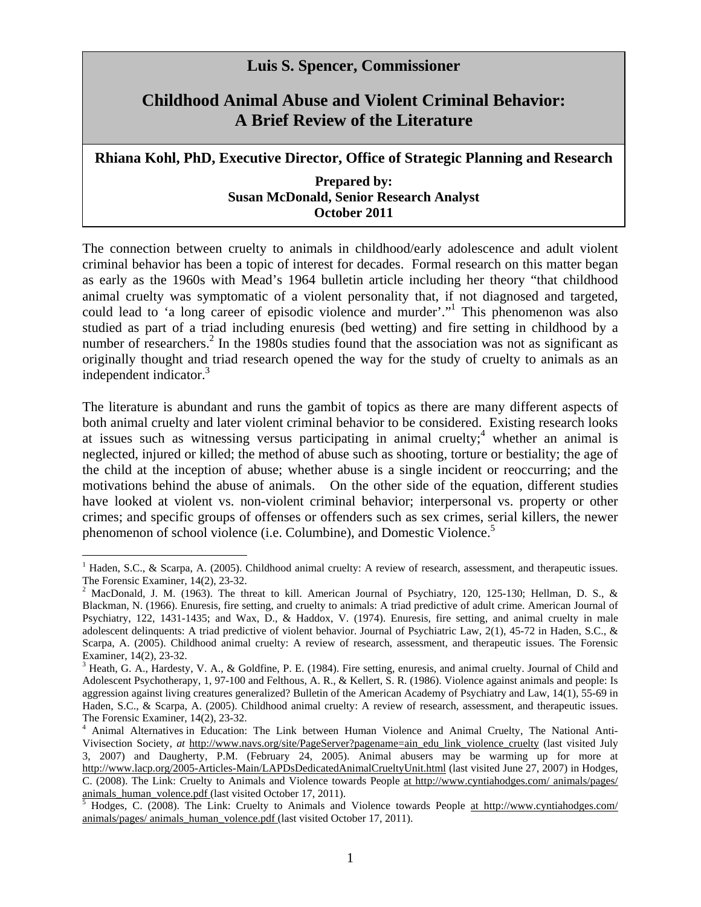**Luis S. Spencer, Commissioner**

# Childhood Animal Abuse and Violent Criminal Behavior: A Brief Review of the Literature

**Rhiana Kohl, PhD, Executive Director, Office of Strategic Planning and Research**

**Prepared by:**
**Susan McDonald, Senior Research Analyst**
**October 2011**

The connection between cruelty to animals in childhood/early adolescence and adult violent criminal behavior has been a topic of interest for decades. Formal research on this matter began as early as the 1960s with Mead's 1964 bulletin article including her theory "that childhood animal cruelty was symptomatic of a violent personality that, if not diagnosed and targeted, could lead to 'a long career of episodic violence and murder'."[1] This phenomenon was also studied as part of a triad including enuresis (bed wetting) and fire setting in childhood by a number of researchers.[2] In the 1980s studies found that the association was not as significant as originally thought and triad research opened the way for the study of cruelty to animals as an independent indicator.[3]

The literature is abundant and runs the gambit of topics as there are many different aspects of both animal cruelty and later violent criminal behavior to be considered. Existing research looks at issues such as witnessing versus participating in animal cruelty;[4] whether an animal is neglected, injured or killed; the method of abuse such as shooting, torture or bestiality; the age of the child at the inception of abuse; whether abuse is a single incident or reoccurring; and the motivations behind the abuse of animals. On the other side of the equation, different studies have looked at violent vs. non-violent criminal behavior; interpersonal vs. property or other crimes; and specific groups of offenses or offenders such as sex crimes, serial killers, the newer phenomenon of school violence (i.e. Columbine), and Domestic Violence.[5]

---

[1] Haden, S.C., & Scarpa, A. (2005). Childhood animal cruelty: A review of research, assessment, and therapeutic issues. The Forensic Examiner, 14(2), 23-32.

[2] MacDonald, J. M. (1963). The threat to kill. American Journal of Psychiatry, 120, 125-130; Hellman, D. S., & Blackman, N. (1966). Enuresis, fire setting, and cruelty to animals: A triad predictive of adult crime. American Journal of Psychiatry, 122, 1431-1435; and Wax, D., & Haddox, V. (1974). Enuresis, fire setting, and animal cruelty in male adolescent delinquents: A triad predictive of violent behavior. Journal of Psychiatric Law, 2(1), 45-72 in Haden, S.C., & Scarpa, A. (2005). Childhood animal cruelty: A review of research, assessment, and therapeutic issues. The Forensic Examiner, 14(2), 23-32.

[3] Heath, G. A., Hardesty, V. A., & Goldfine, P. E. (1984). Fire setting, enuresis, and animal cruelty. Journal of Child and Adolescent Psychotherapy, 1, 97-100 and Felthous, A. R., & Kellert, S. R. (1986). Violence against animals and people: Is aggression against living creatures generalized? Bulletin of the American Academy of Psychiatry and Law, 14(1), 55-69 in Haden, S.C., & Scarpa, A. (2005). Childhood animal cruelty: A review of research, assessment, and therapeutic issues. The Forensic Examiner, 14(2), 23-32.

[4] Animal Alternatives in Education: The Link between Human Violence and Animal Cruelty, The National Anti-Vivisection Society, *at* http://www.navs.org/site/PageServer?pagename=ain_edu_link_violence_cruelty (last visited July 3, 2007) and Daugherty, P.M. (February 24, 2005). Animal abusers may be warming up for more at http://www.lacp.org/2005-Articles-Main/LAPDsDedicatedAnimalCrueltyUnit.html (last visited June 27, 2007) in Hodges, C. (2008). The Link: Cruelty to Animals and Violence towards People at http://www.cyntiahodges.com/ animals/pages/ animals_human_volence.pdf (last visited October 17, 2011).

[5] Hodges, C. (2008). The Link: Cruelty to Animals and Violence towards People at http://www.cyntiahodges.com/ animals/pages/ animals_human_volence.pdf (last visited October 17, 2011).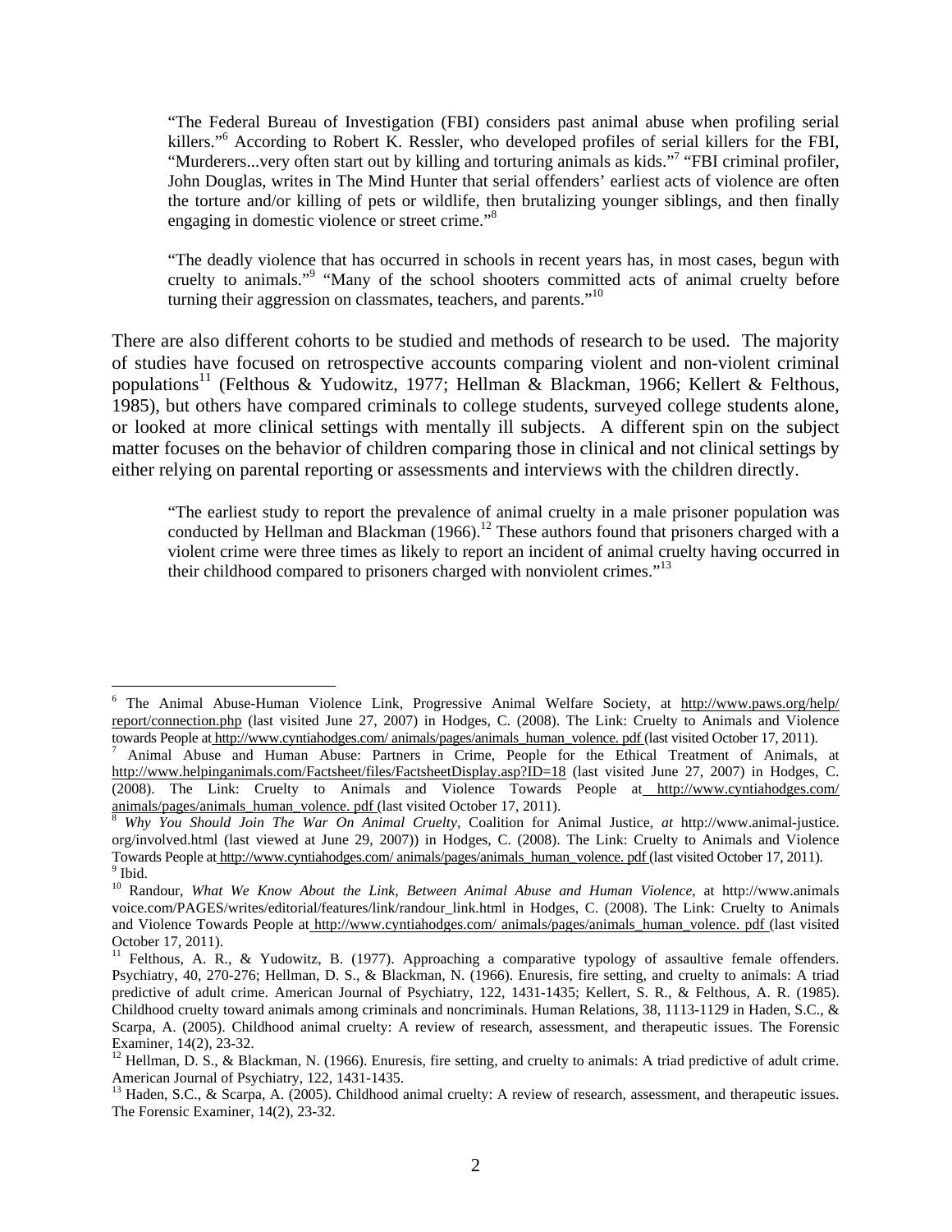> "The Federal Bureau of Investigation (FBI) considers past animal abuse when profiling serial killers."[6] According to Robert K. Ressler, who developed profiles of serial killers for the FBI, "Murderers...very often start out by killing and torturing animals as kids."[7] "FBI criminal profiler, John Douglas, writes in The Mind Hunter that serial offenders' earliest acts of violence are often the torture and/or killing of pets or wildlife, then brutalizing younger siblings, and then finally engaging in domestic violence or street crime."[8]
>
> "The deadly violence that has occurred in schools in recent years has, in most cases, begun with cruelty to animals."[9] "Many of the school shooters committed acts of animal cruelty before turning their aggression on classmates, teachers, and parents."[10]

There are also different cohorts to be studied and methods of research to be used. The majority of studies have focused on retrospective accounts comparing violent and non-violent criminal populations[11] (Felthous & Yudowitz, 1977; Hellman & Blackman, 1966; Kellert & Felthous, 1985), but others have compared criminals to college students, surveyed college students alone, or looked at more clinical settings with mentally ill subjects. A different spin on the subject matter focuses on the behavior of children comparing those in clinical and not clinical settings by either relying on parental reporting or assessments and interviews with the children directly.

> "The earliest study to report the prevalence of animal cruelty in a male prisoner population was conducted by Hellman and Blackman (1966).[12] These authors found that prisoners charged with a violent crime were three times as likely to report an incident of animal cruelty having occurred in their childhood compared to prisoners charged with nonviolent crimes."[13]

---

[6] The Animal Abuse-Human Violence Link, Progressive Animal Welfare Society, at http://www.paws.org/help/report/connection.php (last visited June 27, 2007) in Hodges, C. (2008). The Link: Cruelty to Animals and Violence towards People at http://www.cyntiahodges.com/ animals/pages/animals_human_volence. pdf (last visited October 17, 2011).

[7] Animal Abuse and Human Abuse: Partners in Crime, People for the Ethical Treatment of Animals, at http://www.helpinganimals.com/Factsheet/files/FactsheetDisplay.asp?ID=18 (last visited June 27, 2007) in Hodges, C. (2008). The Link: Cruelty to Animals and Violence Towards People at http://www.cyntiahodges.com/ animals/pages/animals_human_volence. pdf (last visited October 17, 2011).

[8] *Why You Should Join The War On Animal Cruelty*, Coalition for Animal Justice, *at* http://www.animal-justice.org/involved.html (last viewed at June 29, 2007)) in Hodges, C. (2008). The Link: Cruelty to Animals and Violence Towards People at http://www.cyntiahodges.com/ animals/pages/animals_human_volence. pdf (last visited October 17, 2011).

[9] Ibid.

[10] Randour, *What We Know About the Link, Between Animal Abuse and Human Violence*, at http://www.animalsvoice.com/PAGES/writes/editorial/features/link/randour_link.html in Hodges, C. (2008). The Link: Cruelty to Animals and Violence Towards People at http://www.cyntiahodges.com/ animals/pages/animals_human_volence. pdf (last visited October 17, 2011).

[11] Felthous, A. R., & Yudowitz, B. (1977). Approaching a comparative typology of assaultive female offenders. Psychiatry, 40, 270-276; Hellman, D. S., & Blackman, N. (1966). Enuresis, fire setting, and cruelty to animals: A triad predictive of adult crime. American Journal of Psychiatry, 122, 1431-1435; Kellert, S. R., & Felthous, A. R. (1985). Childhood cruelty toward animals among criminals and noncriminals. Human Relations, 38, 1113-1129 in Haden, S.C., & Scarpa, A. (2005). Childhood animal cruelty: A review of research, assessment, and therapeutic issues. The Forensic Examiner, 14(2), 23-32.

[12] Hellman, D. S., & Blackman, N. (1966). Enuresis, fire setting, and cruelty to animals: A triad predictive of adult crime. American Journal of Psychiatry, 122, 1431-1435.

[13] Haden, S.C., & Scarpa, A. (2005). Childhood animal cruelty: A review of research, assessment, and therapeutic issues. The Forensic Examiner, 14(2), 23-32.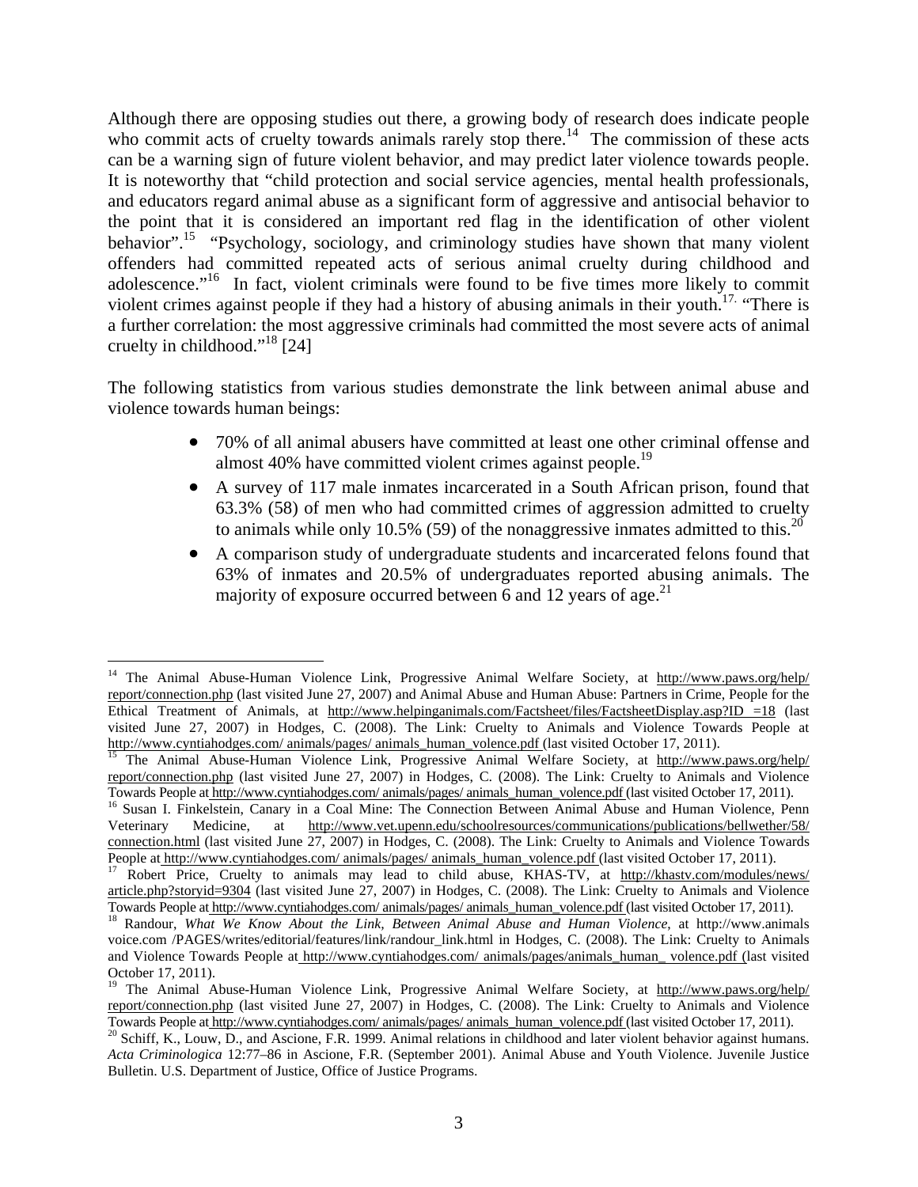Although there are opposing studies out there, a growing body of research does indicate people who commit acts of cruelty towards animals rarely stop there.[14] The commission of these acts can be a warning sign of future violent behavior, and may predict later violence towards people. It is noteworthy that "child protection and social service agencies, mental health professionals, and educators regard animal abuse as a significant form of aggressive and antisocial behavior to the point that it is considered an important red flag in the identification of other violent behavior".[15] "Psychology, sociology, and criminology studies have shown that many violent offenders had committed repeated acts of serious animal cruelty during childhood and adolescence."[16] In fact, violent criminals were found to be five times more likely to commit violent crimes against people if they had a history of abusing animals in their youth.[17.] "There is a further correlation: the most aggressive criminals had committed the most severe acts of animal cruelty in childhood."[18] [24]

The following statistics from various studies demonstrate the link between animal abuse and violence towards human beings:

- 70% of all animal abusers have committed at least one other criminal offense and almost 40% have committed violent crimes against people.[19]
- A survey of 117 male inmates incarcerated in a South African prison, found that 63.3% (58) of men who had committed crimes of aggression admitted to cruelty to animals while only 10.5% (59) of the nonaggressive inmates admitted to this.[20]
- A comparison study of undergraduate students and incarcerated felons found that 63% of inmates and 20.5% of undergraduates reported abusing animals. The majority of exposure occurred between 6 and 12 years of age.[21]

---

[14] The Animal Abuse-Human Violence Link, Progressive Animal Welfare Society, at http://www.paws.org/help/report/connection.php (last visited June 27, 2007) and Animal Abuse and Human Abuse: Partners in Crime, People for the Ethical Treatment of Animals, at http://www.helpinganimals.com/Factsheet/files/FactsheetDisplay.asp?ID =18 (last visited June 27, 2007) in Hodges, C. (2008). The Link: Cruelty to Animals and Violence Towards People at http://www.cyntiahodges.com/ animals/pages/ animals_human_volence.pdf (last visited October 17, 2011).

[15] The Animal Abuse-Human Violence Link, Progressive Animal Welfare Society, at http://www.paws.org/help/report/connection.php (last visited June 27, 2007) in Hodges, C. (2008). The Link: Cruelty to Animals and Violence Towards People at http://www.cyntiahodges.com/ animals/pages/ animals_human_volence.pdf (last visited October 17, 2011).

[16] Susan I. Finkelstein, Canary in a Coal Mine: The Connection Between Animal Abuse and Human Violence, Penn Veterinary Medicine, at http://www.vet.upenn.edu/schoolresources/communications/publications/bellwether/58/connection.html (last visited June 27, 2007) in Hodges, C. (2008). The Link: Cruelty to Animals and Violence Towards People at http://www.cyntiahodges.com/ animals/pages/ animals_human_volence.pdf (last visited October 17, 2011).

[17] Robert Price, Cruelty to animals may lead to child abuse, KHAS-TV, at http://khastv.com/modules/news/article.php?storyid=9304 (last visited June 27, 2007) in Hodges, C. (2008). The Link: Cruelty to Animals and Violence Towards People at http://www.cyntiahodges.com/ animals/pages/ animals_human_volence.pdf (last visited October 17, 2011).

[18] Randour, *What We Know About the Link, Between Animal Abuse and Human Violence*, at http://www.animals voice.com /PAGES/writes/editorial/features/link/randour_link.html in Hodges, C. (2008). The Link: Cruelty to Animals and Violence Towards People at http://www.cyntiahodges.com/ animals/pages/animals_human_ volence.pdf (last visited October 17, 2011).

[19] The Animal Abuse-Human Violence Link, Progressive Animal Welfare Society, at http://www.paws.org/help/report/connection.php (last visited June 27, 2007) in Hodges, C. (2008). The Link: Cruelty to Animals and Violence Towards People at http://www.cyntiahodges.com/ animals/pages/ animals_human_volence.pdf (last visited October 17, 2011).

[20] Schiff, K., Louw, D., and Ascione, F.R. 1999. Animal relations in childhood and later violent behavior against humans. *Acta Criminologica* 12:77–86 in Ascione, F.R. (September 2001). Animal Abuse and Youth Violence. Juvenile Justice Bulletin. U.S. Department of Justice, Office of Justice Programs.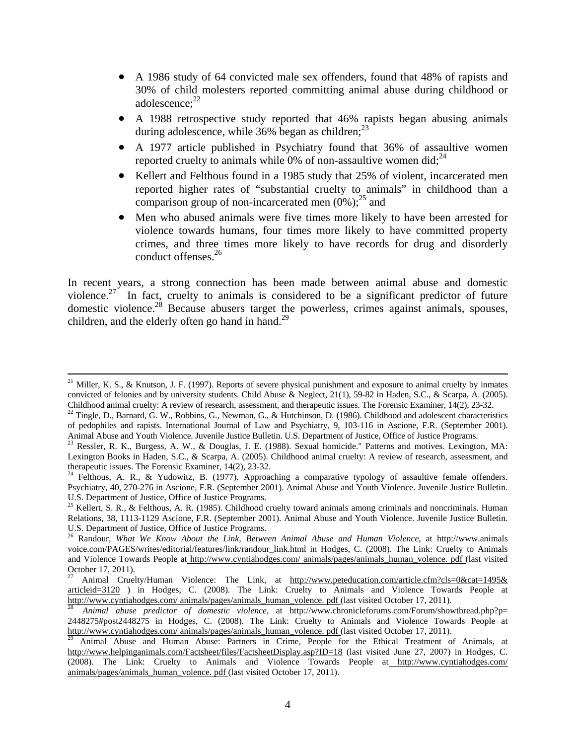- A 1986 study of 64 convicted male sex offenders, found that 48% of rapists and 30% of child molesters reported committing animal abuse during childhood or adolescence;[22]
- A 1988 retrospective study reported that 46% rapists began abusing animals during adolescence, while 36% began as children;[23]
- A 1977 article published in Psychiatry found that 36% of assaultive women reported cruelty to animals while 0% of non-assaultive women did;[24]
- Kellert and Felthous found in a 1985 study that 25% of violent, incarcerated men reported higher rates of "substantial cruelty to animals" in childhood than a comparison group of non-incarcerated men (0%);[25] and
- Men who abused animals were five times more likely to have been arrested for violence towards humans, four times more likely to have committed property crimes, and three times more likely to have records for drug and disorderly conduct offenses.[26]

In recent years, a strong connection has been made between animal abuse and domestic violence.[27] In fact, cruelty to animals is considered to be a significant predictor of future domestic violence.[28] Because abusers target the powerless, crimes against animals, spouses, children, and the elderly often go hand in hand.[29]

---

[21] Miller, K. S., & Knutson, J. F. (1997). Reports of severe physical punishment and exposure to animal cruelty by inmates convicted of felonies and by university students. Child Abuse & Neglect, 21(1), 59-82 in Haden, S.C., & Scarpa, A. (2005). Childhood animal cruelty: A review of research, assessment, and therapeutic issues. The Forensic Examiner, 14(2), 23-32.

[22] Tingle, D., Barnard, G. W., Robbins, G., Newman, G., & Hutchinson, D. (1986). Childhood and adolescent characteristics of pedophiles and rapists. International Journal of Law and Psychiatry, 9, 103-116 in Ascione, F.R. (September 2001). Animal Abuse and Youth Violence. Juvenile Justice Bulletin. U.S. Department of Justice, Office of Justice Programs.

[23] Ressler, R. K., Burgess, A. W., & Douglas, J. E. (1988). Sexual homicide." Patterns and motives. Lexington, MA: Lexington Books in Haden, S.C., & Scarpa, A. (2005). Childhood animal cruelty: A review of research, assessment, and therapeutic issues. The Forensic Examiner, 14(2), 23-32.

[24] Felthous, A. R., & Yudowitz, B. (1977). Approaching a comparative typology of assaultive female offenders. Psychiatry, 40, 270-276 in Ascione, F.R. (September 2001). Animal Abuse and Youth Violence. Juvenile Justice Bulletin. U.S. Department of Justice, Office of Justice Programs.

[25] Kellert, S. R., & Felthous, A. R. (1985). Childhood cruelty toward animals among criminals and noncriminals. Human Relations, 38, 1113-1129 Ascione, F.R. (September 2001). Animal Abuse and Youth Violence. Juvenile Justice Bulletin. U.S. Department of Justice, Office of Justice Programs.

[26] Randour, *What We Know About the Link, Between Animal Abuse and Human Violence*, at http://www.animals voice.com/PAGES/writes/editorial/features/link/randour_link.html in Hodges, C. (2008). The Link: Cruelty to Animals and Violence Towards People at http://www.cyntiahodges.com/ animals/pages/animals_human_volence. pdf (last visited October 17, 2011).

[27] Animal Cruelty/Human Violence: The Link, at http://www.peteducation.com/article.cfm?cls=0&cat=1495& articleid=3120 ) in Hodges, C. (2008). The Link: Cruelty to Animals and Violence Towards People at http://www.cyntiahodges.com/ animals/pages/animals_human_volence. pdf (last visited October 17, 2011).

[28] *Animal abuse predictor of domestic violence*, at http://www.chronicleforums.com/Forum/showthread.php?p= 2448275#post2448275 in Hodges, C. (2008). The Link: Cruelty to Animals and Violence Towards People at http://www.cyntiahodges.com/ animals/pages/animals_human_volence. pdf (last visited October 17, 2011).

[29] Animal Abuse and Human Abuse: Partners in Crime, People for the Ethical Treatment of Animals, at http://www.helpinganimals.com/Factsheet/files/FactsheetDisplay.asp?ID=18 (last visited June 27, 2007) in Hodges, C. (2008). The Link: Cruelty to Animals and Violence Towards People at http://www.cyntiahodges.com/ animals/pages/animals_human_volence. pdf (last visited October 17, 2011).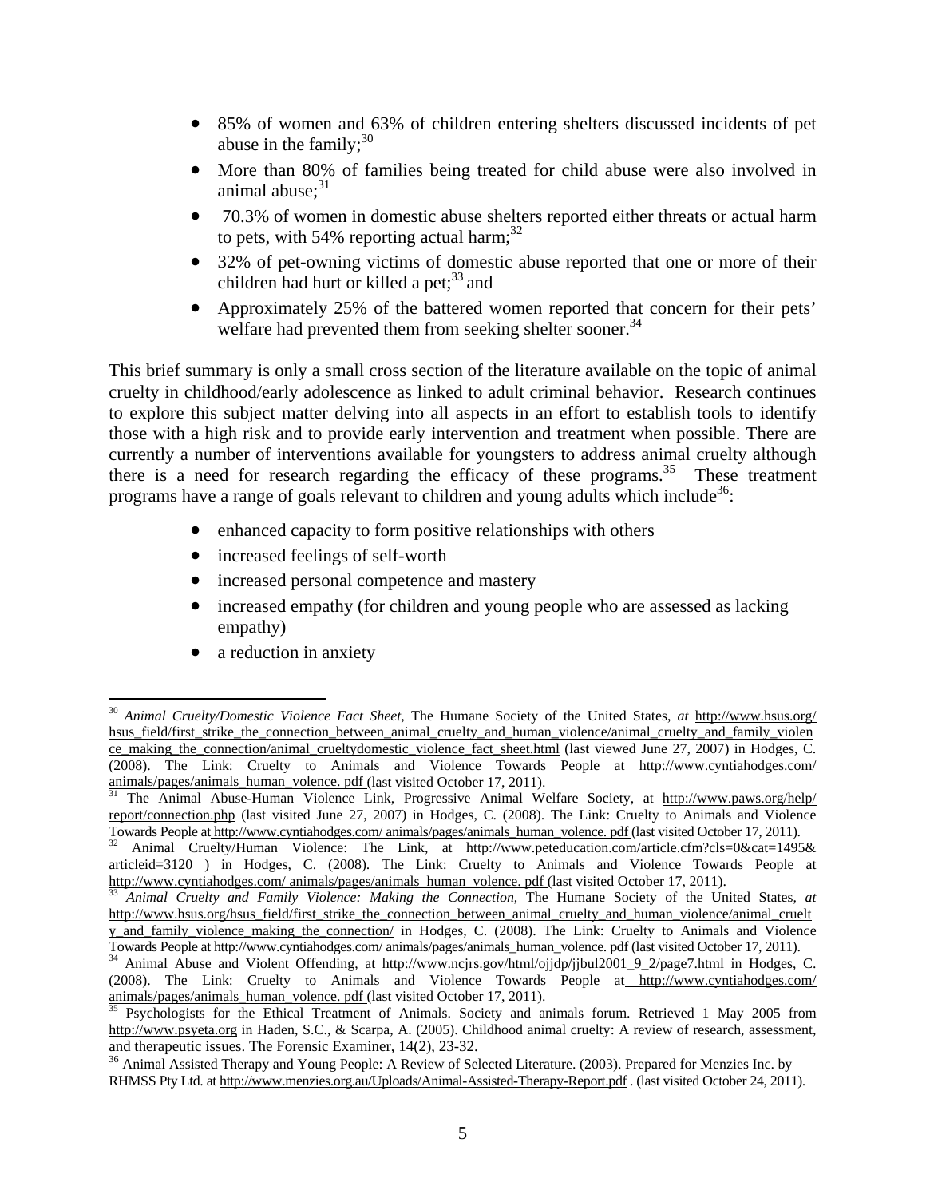- 85% of women and 63% of children entering shelters discussed incidents of pet abuse in the family;[30]
- More than 80% of families being treated for child abuse were also involved in animal abuse;[31]
- 70.3% of women in domestic abuse shelters reported either threats or actual harm to pets, with 54% reporting actual harm;[32]
- 32% of pet-owning victims of domestic abuse reported that one or more of their children had hurt or killed a pet;[33] and
- Approximately 25% of the battered women reported that concern for their pets' welfare had prevented them from seeking shelter sooner.[34]

This brief summary is only a small cross section of the literature available on the topic of animal cruelty in childhood/early adolescence as linked to adult criminal behavior. Research continues to explore this subject matter delving into all aspects in an effort to establish tools to identify those with a high risk and to provide early intervention and treatment when possible. There are currently a number of interventions available for youngsters to address animal cruelty although there is a need for research regarding the efficacy of these programs.[35] These treatment programs have a range of goals relevant to children and young adults which include[36]:

- enhanced capacity to form positive relationships with others
- increased feelings of self-worth
- increased personal competence and mastery
- increased empathy (for children and young people who are assessed as lacking empathy)
- a reduction in anxiety

---

[30] *Animal Cruelty/Domestic Violence Fact Sheet*, The Humane Society of the United States, *at* http://www.hsus.org/hsus_field/first_strike_the_connection_between_animal_cruelty_and_human_violence/animal_cruelty_and_family_violence_making_the_connection/animal_crueltydomestic_violence_fact_sheet.html (last viewed June 27, 2007) in Hodges, C. (2008). The Link: Cruelty to Animals and Violence Towards People at http://www.cyntiahodges.com/animals/pages/animals_human_volence. pdf (last visited October 17, 2011).

[31] The Animal Abuse-Human Violence Link, Progressive Animal Welfare Society, at http://www.paws.org/help/report/connection.php (last visited June 27, 2007) in Hodges, C. (2008). The Link: Cruelty to Animals and Violence Towards People at http://www.cyntiahodges.com/ animals/pages/animals_human_volence. pdf (last visited October 17, 2011).

[32] Animal Cruelty/Human Violence: The Link, at http://www.peteducation.com/article.cfm?cls=0&cat=1495&articleid=3120 ) in Hodges, C. (2008). The Link: Cruelty to Animals and Violence Towards People at http://www.cyntiahodges.com/ animals/pages/animals_human_volence. pdf (last visited October 17, 2011).

[33] *Animal Cruelty and Family Violence: Making the Connection*, The Humane Society of the United States, *at* http://www.hsus.org/hsus_field/first_strike_the_connection_between_animal_cruelty_and_human_violence/animal_cruelty_and_family_violence_making_the_connection/ in Hodges, C. (2008). The Link: Cruelty to Animals and Violence Towards People at http://www.cyntiahodges.com/ animals/pages/animals_human_volence. pdf (last visited October 17, 2011).

[34] Animal Abuse and Violent Offending, at http://www.ncjrs.gov/html/ojjdp/jjbul2001_9_2/page7.html in Hodges, C. (2008). The Link: Cruelty to Animals and Violence Towards People at http://www.cyntiahodges.com/animals/pages/animals_human_volence. pdf (last visited October 17, 2011).

[35] Psychologists for the Ethical Treatment of Animals. Society and animals forum. Retrieved 1 May 2005 from http://www.psyeta.org in Haden, S.C., & Scarpa, A. (2005). Childhood animal cruelty: A review of research, assessment, and therapeutic issues. The Forensic Examiner, 14(2), 23-32.

[36] Animal Assisted Therapy and Young People: A Review of Selected Literature. (2003). Prepared for Menzies Inc. by RHMSS Pty Ltd. at http://www.menzies.org.au/Uploads/Animal-Assisted-Therapy-Report.pdf . (last visited October 24, 2011).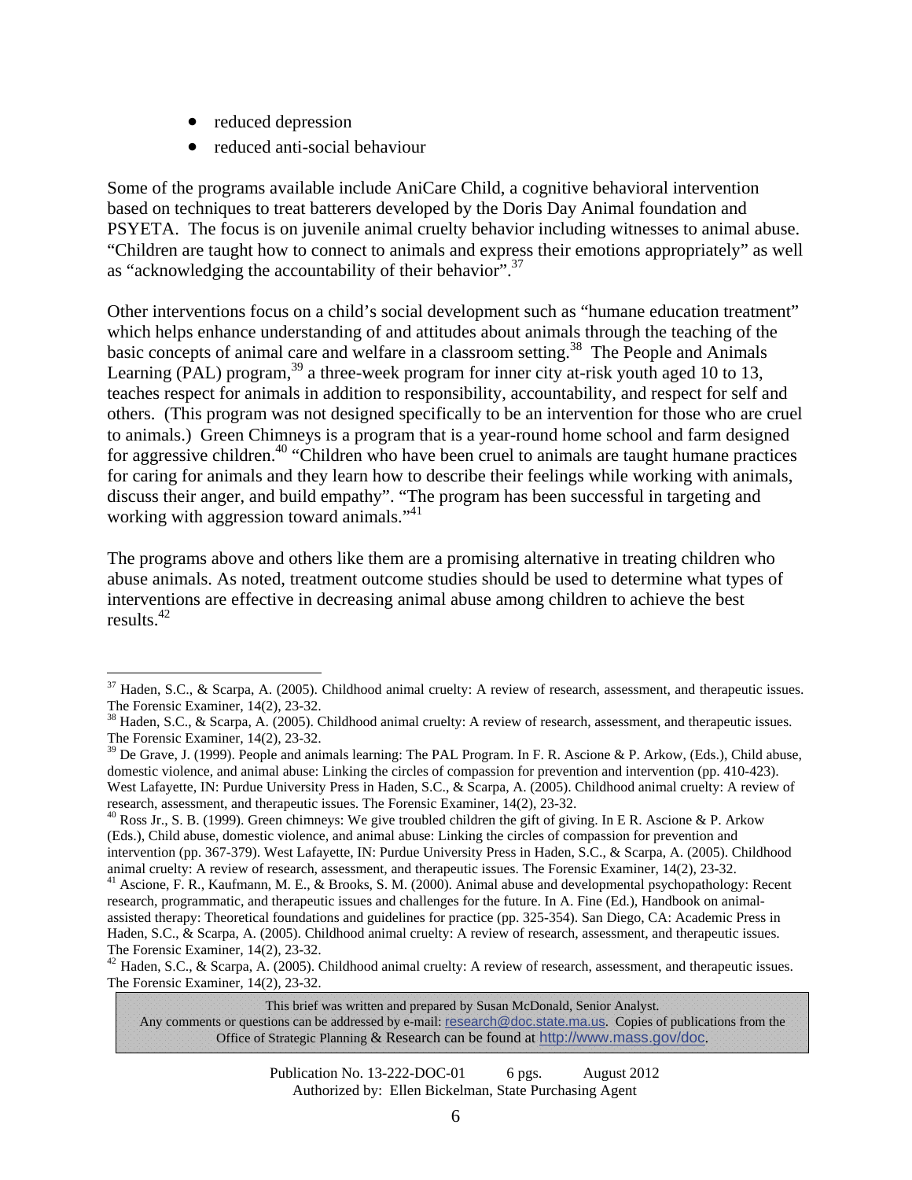- reduced depression
- reduced anti-social behaviour

Some of the programs available include AniCare Child, a cognitive behavioral intervention based on techniques to treat batterers developed by the Doris Day Animal foundation and PSYETA. The focus is on juvenile animal cruelty behavior including witnesses to animal abuse. "Children are taught how to connect to animals and express their emotions appropriately" as well as "acknowledging the accountability of their behavior".[37]

Other interventions focus on a child's social development such as "humane education treatment" which helps enhance understanding of and attitudes about animals through the teaching of the basic concepts of animal care and welfare in a classroom setting.[38] The People and Animals Learning (PAL) program,[39] a three-week program for inner city at-risk youth aged 10 to 13, teaches respect for animals in addition to responsibility, accountability, and respect for self and others. (This program was not designed specifically to be an intervention for those who are cruel to animals.) Green Chimneys is a program that is a year-round home school and farm designed for aggressive children.[40] "Children who have been cruel to animals are taught humane practices for caring for animals and they learn how to describe their feelings while working with animals, discuss their anger, and build empathy". "The program has been successful in targeting and working with aggression toward animals."[41]

The programs above and others like them are a promising alternative in treating children who abuse animals. As noted, treatment outcome studies should be used to determine what types of interventions are effective in decreasing animal abuse among children to achieve the best results.[42]

---

[37] Haden, S.C., & Scarpa, A. (2005). Childhood animal cruelty: A review of research, assessment, and therapeutic issues. The Forensic Examiner, 14(2), 23-32.

[38] Haden, S.C., & Scarpa, A. (2005). Childhood animal cruelty: A review of research, assessment, and therapeutic issues. The Forensic Examiner, 14(2), 23-32.

[39] De Grave, J. (1999). People and animals learning: The PAL Program. In F. R. Ascione & P. Arkow, (Eds.), Child abuse, domestic violence, and animal abuse: Linking the circles of compassion for prevention and intervention (pp. 410-423). West Lafayette, IN: Purdue University Press in Haden, S.C., & Scarpa, A. (2005). Childhood animal cruelty: A review of research, assessment, and therapeutic issues. The Forensic Examiner, 14(2), 23-32.

[40] Ross Jr., S. B. (1999). Green chimneys: We give troubled children the gift of giving. In E R. Ascione & P. Arkow (Eds.), Child abuse, domestic violence, and animal abuse: Linking the circles of compassion for prevention and intervention (pp. 367-379). West Lafayette, IN: Purdue University Press in Haden, S.C., & Scarpa, A. (2005). Childhood animal cruelty: A review of research, assessment, and therapeutic issues. The Forensic Examiner, 14(2), 23-32.

[41] Ascione, F. R., Kaufmann, M. E., & Brooks, S. M. (2000). Animal abuse and developmental psychopathology: Recent research, programmatic, and therapeutic issues and challenges for the future. In A. Fine (Ed.), Handbook on animal-assisted therapy: Theoretical foundations and guidelines for practice (pp. 325-354). San Diego, CA: Academic Press in Haden, S.C., & Scarpa, A. (2005). Childhood animal cruelty: A review of research, assessment, and therapeutic issues. The Forensic Examiner, 14(2), 23-32.

[42] Haden, S.C., & Scarpa, A. (2005). Childhood animal cruelty: A review of research, assessment, and therapeutic issues. The Forensic Examiner, 14(2), 23-32.

This brief was written and prepared by Susan McDonald, Senior Analyst.
Any comments or questions can be addressed by e-mail: research@doc.state.ma.us. Copies of publications from the Office of Strategic Planning & Research can be found at http://www.mass.gov/doc.

Publication No. 13-222-DOC-01 6 pgs. August 2012
Authorized by: Ellen Bickelman, State Purchasing Agent